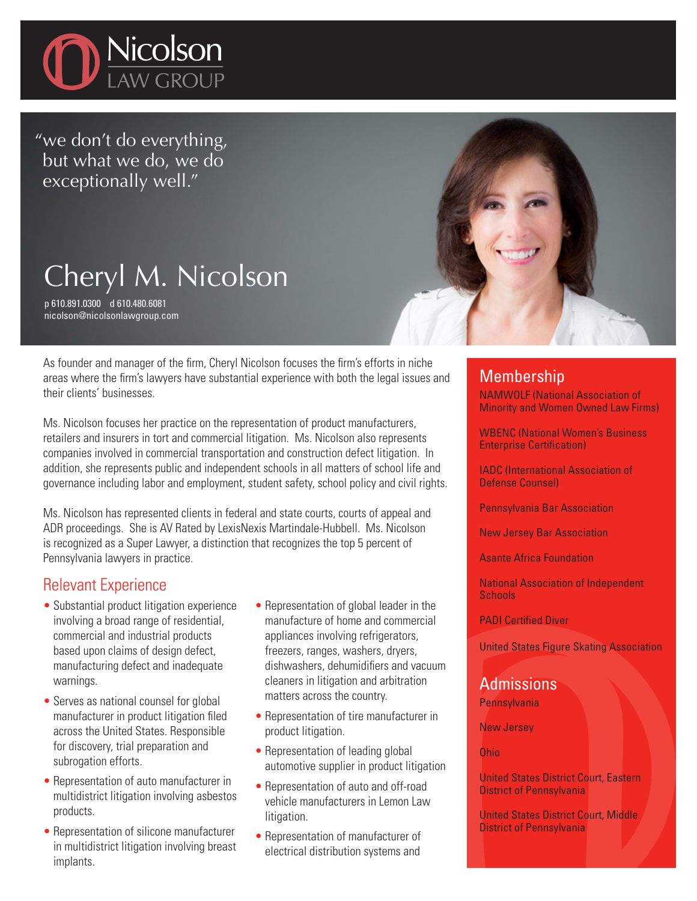# Nicolson LAW GROUP

"we don't do everything, but what we do, we do exceptionally well."

## Cheryl M. Nicolson

p 610.891.0300 d 610.480.6081
nicolson@nicolsonlawgroup.com

As founder and manager of the firm, Cheryl Nicolson focuses the firm's efforts in niche areas where the firm's lawyers have substantial experience with both the legal issues and their clients' businesses.

Ms. Nicolson focuses her practice on the representation of product manufacturers, retailers and insurers in tort and commercial litigation. Ms. Nicolson also represents companies involved in commercial transportation and construction defect litigation. In addition, she represents public and independent schools in all matters of school life and governance including labor and employment, student safety, school policy and civil rights.

Ms. Nicolson has represented clients in federal and state courts, courts of appeal and ADR proceedings. She is AV Rated by LexisNexis Martindale-Hubbell. Ms. Nicolson is recognized as a Super Lawyer, a distinction that recognizes the top 5 percent of Pennsylvania lawyers in practice.

### Relevant Experience

- Substantial product litigation experience involving a broad range of residential, commercial and industrial products based upon claims of design defect, manufacturing defect and inadequate warnings.
- Serves as national counsel for global manufacturer in product litigation filed across the United States. Responsible for discovery, trial preparation and subrogation efforts.
- Representation of auto manufacturer in multidistrict litigation involving asbestos products.
- Representation of silicone manufacturer in multidistrict litigation involving breast implants.
- Representation of global leader in the manufacture of home and commercial appliances involving refrigerators, freezers, ranges, washers, dryers, dishwashers, dehumidifiers and vacuum cleaners in litigation and arbitration matters across the country.
- Representation of tire manufacturer in product litigation.
- Representation of leading global automotive supplier in product litigation
- Representation of auto and off-road vehicle manufacturers in Lemon Law litigation.
- Representation of manufacturer of electrical distribution systems and

### Membership

NAMWOLF (National Association of Minority and Women Owned Law Firms)

WBENC (National Women's Business Enterprise Certification)

IADC (International Association of Defense Counsel)

Pennsylvania Bar Association

New Jersey Bar Association

Asante Africa Foundation

National Association of Independent Schools

PADI Certified Diver

United States Figure Skating Association

### Admissions

Pennsylvania

New Jersey

Ohio

United States District Court, Eastern District of Pennsylvania

United States District Court, Middle District of Pennsylvania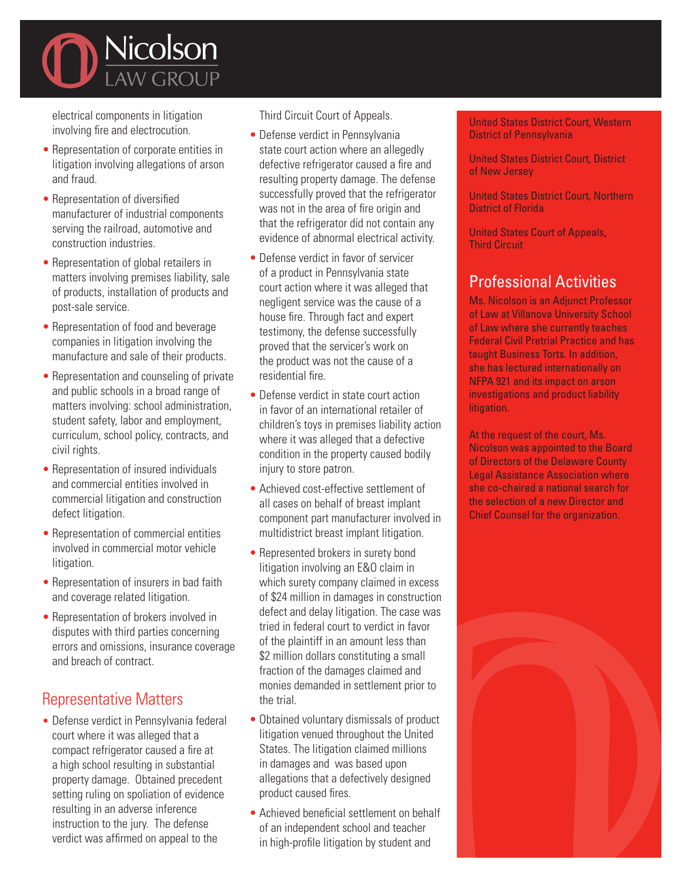electrical components in litigation involving fire and electrocution.

- Representation of corporate entities in litigation involving allegations of arson and fraud.
- Representation of diversified manufacturer of industrial components serving the railroad, automotive and construction industries.
- Representation of global retailers in matters involving premises liability, sale of products, installation of products and post-sale service.
- Representation of food and beverage companies in litigation involving the manufacture and sale of their products.
- Representation and counseling of private and public schools in a broad range of matters involving: school administration, student safety, labor and employment, curriculum, school policy, contracts, and civil rights.
- Representation of insured individuals and commercial entities involved in commercial litigation and construction defect litigation.
- Representation of commercial entities involved in commercial motor vehicle litigation.
- Representation of insurers in bad faith and coverage related litigation.
- Representation of brokers involved in disputes with third parties concerning errors and omissions, insurance coverage and breach of contract.

## Representative Matters

- Defense verdict in Pennsylvania federal court where it was alleged that a compact refrigerator caused a fire at a high school resulting in substantial property damage. Obtained precedent setting ruling on spoliation of evidence resulting in an adverse inference instruction to the jury. The defense verdict was affirmed on appeal to the Third Circuit Court of Appeals.
- Defense verdict in Pennsylvania state court action where an allegedly defective refrigerator caused a fire and resulting property damage. The defense successfully proved that the refrigerator was not in the area of fire origin and that the refrigerator did not contain any evidence of abnormal electrical activity.
- Defense verdict in favor of servicer of a product in Pennsylvania state court action where it was alleged that negligent service was the cause of a house fire. Through fact and expert testimony, the defense successfully proved that the servicer's work on the product was not the cause of a residential fire.
- Defense verdict in state court action in favor of an international retailer of children's toys in premises liability action where it was alleged that a defective condition in the property caused bodily injury to store patron.
- Achieved cost-effective settlement of all cases on behalf of breast implant component part manufacturer involved in multidistrict breast implant litigation.
- Represented brokers in surety bond litigation involving an E&O claim in which surety company claimed in excess of $24 million in damages in construction defect and delay litigation. The case was tried in federal court to verdict in favor of the plaintiff in an amount less than $2 million dollars constituting a small fraction of the damages claimed and monies demanded in settlement prior to the trial.
- Obtained voluntary dismissals of product litigation venued throughout the United States. The litigation claimed millions in damages and was based upon allegations that a defectively designed product caused fires.
- Achieved beneficial settlement on behalf of an independent school and teacher in high-profile litigation by student and

United States District Court, Western District of Pennsylvania

United States District Court, District of New Jersey

United States District Court, Northern District of Florida

United States Court of Appeals, Third Circuit

## Professional Activities

Ms. Nicolson is an Adjunct Professor of Law at Villanova University School of Law where she currently teaches Federal Civil Pretrial Practice and has taught Business Torts. In addition, she has lectured internationally on NFPA 921 and its impact on arson investigations and product liability litigation.

At the request of the court, Ms. Nicolson was appointed to the Board of Directors of the Delaware County Legal Assistance Association where she co-chaired a national search for the selection of a new Director and Chief Counsel for the organization.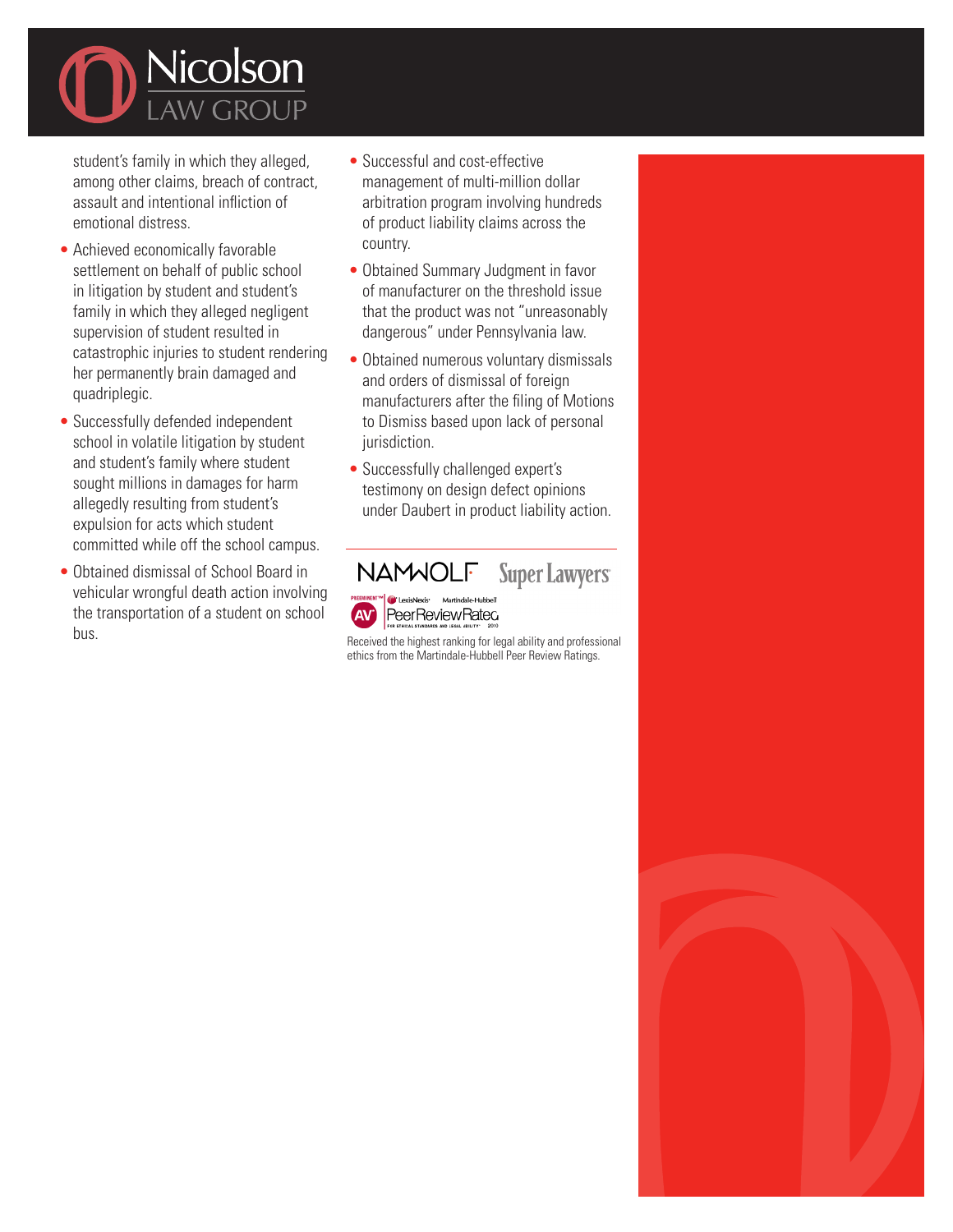student's family in which they alleged, among other claims, breach of contract, assault and intentional infliction of emotional distress.

- Achieved economically favorable settlement on behalf of public school in litigation by student and student's family in which they alleged negligent supervision of student resulted in catastrophic injuries to student rendering her permanently brain damaged and quadriplegic.
- Successfully defended independent school in volatile litigation by student and student's family where student sought millions in damages for harm allegedly resulting from student's expulsion for acts which student committed while off the school campus.
- Obtained dismissal of School Board in vehicular wrongful death action involving the transportation of a student on school bus.
- Successful and cost-effective management of multi-million dollar arbitration program involving hundreds of product liability claims across the country.
- Obtained Summary Judgment in favor of manufacturer on the threshold issue that the product was not "unreasonably dangerous" under Pennsylvania law.
- Obtained numerous voluntary dismissals and orders of dismissal of foreign manufacturers after the filing of Motions to Dismiss based upon lack of personal jurisdiction.
- Successfully challenged expert's testimony on design defect opinions under Daubert in product liability action.

NAMWOLF Super Lawyers

PREEMINENT AV LexisNexis Martindale-Hubbell PeerReviewRated FOR ETHICAL STANDARDS AND LEGAL ABILITY 2010

Received the highest ranking for legal ability and professional ethics from the Martindale-Hubbell Peer Review Ratings.